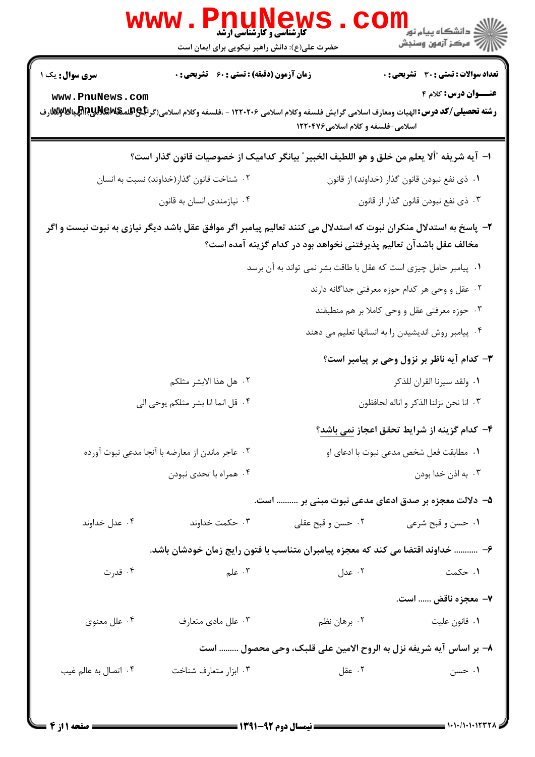**سری سوال:** یک ۱

**زمان آزمون (دقیقه) : تستی : ۶۰ تشریحی : ۰**

**تعداد سوالات : تستی : ۳۰ تشریحی : ۰**

**عنـــوان درس:** کلام ۴

**رشته تحصیلی/کد درس:** الهیات ومعارف اسلامی گرایش فلسفه وکلام اسلامی ۱۲۲۰۲۰۶ - ،فلسفه وکلام اسلامی(گرایش فلسفه کلام)،الهیات ومعارف اسلامی-فلسفه و کلام اسلامی۱۲۲۰۴۷۶

---

**۱- آیه شریفه "ألا یعلم من خلق و هو اللطیف الخبیر" بیانگر کدامیک از خصوصیات قانون گذار است؟**

۱. ذی نفع نبودن قانون گذار (خداوند) از قانون

۲. شناخت قانون گذار(خداوند) نسبت به انسان

۳. ذی نفع نبودن قانون گذار از قانون

۴. نیازمندی انسان به قانون

**۲- پاسخ به استدلال منکران نبوت که استدلال می کنند تعالیم پیامبر اگر موافق عقل باشد دیگر نیازی به نبوت نیست و اگر مخالف عقل باشدآن تعالیم پذیرفتنی نخواهد بود در کدام گزینه آمده است؟**

۱. پیامبر حامل چیزی است که عقل با طاقت بشر نمی تواند به آن برسد

۲. عقل و وحی هر کدام حوزه معرفتی جداگانه دارند

۳. حوزه معرفتی عقل و وحی کاملا بر هم منطبقند

۴. پیامبر روش اندیشیدن را به انسانها تعلیم می دهند

**۳- کدام آیه ناظر بر نزول وحی بر پیامبر است؟**

۱. ولقد سیرنا القران للذکر

۲. هل هذا الابشر مثلکم

۳. انا نحن نزلنا الذکر و اناله لحافظون

۴. قل انما انا بشر مثلکم یوحی الی

**۴- کدام گزینه از شرایط تحقق اعجاز نمی باشد؟**

۱. مطابقت فعل شخص مدعی نبوت با ادعای او

۲. عاجر ماندن از معارضه با آنچا مدعی نبوت آورده

۳. به اذن خدا بودن

۴. همراه با تحدی نبودن

**۵- دلالت معجزه بر صدق ادعای مدعی نبوت مبنی بر ......... است.**

۱. حسن و قبح شرعی

۲. حسن و قبح عقلی

۳. حکمت خداوند

۴. عدل خداوند

**۶- .......... خداوند اقتضا می کند که معجزه پیامبران متناسب با فتون رایج زمان خودشان باشد.**

۱. حکمت

۲. عدل

۳. علم

۴. قدرت

**۷- معجزه ناقض ...... است.**

۱. قانون علیت

۲. برهان نظم

۳. علل مادی متعارف

۴. علل معنوی

**۸- بر اساس آیه شریفه نزل به الروح الامین علی قلبک، وحی محصول ......... است**

۱. حسن

۲. عقل

۳. ابزار متعارف شناخت

۴. اتصال به عالم غیب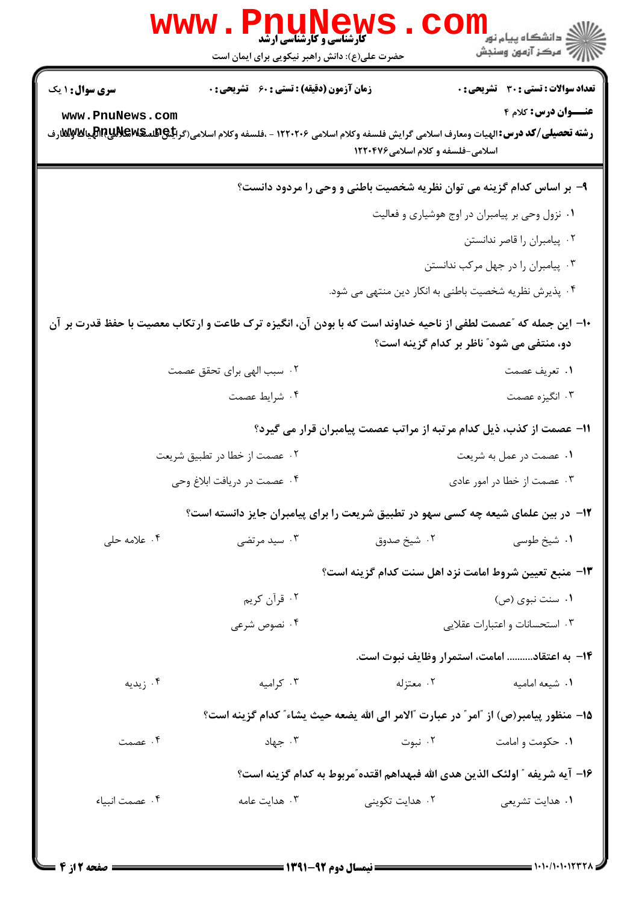**سری سوال:** ۱ یک

**زمان آزمون (دقیقه) : تستی : ۶۰ تشریحی : ۰**

**تعداد سوالات : تستی : ۳۰ تشریحی : ۰**

**عنـــوان درس:** کلام ۴

**رشته تحصیلی/کد درس:** الهیات ومعارف اسلامی گرایش فلسفه وکلام اسلامی ۱۲۲۰۲۰۶ - ،فلسفه وکلام اسلامی(گرایش فلسفه وکلام اسلامی)،الهیات ومعارف اسلامی-فلسفه و کلام اسلامی۱۲۲۰۴۷۶

**۹- بر اساس کدام گزینه می توان نظریه شخصیت باطنی و وحی را مردود دانست؟**

۱. نزول وحی بر پیامبران در اوج هوشیاری و فعالیت

۲. پیامبران را قاصر ندانستن

۳. پیامبران را در جهل مرکب ندانستن

۴. پذیرش نظریه شخصیت باطنی به انکار دین منتهی می شود.

**۱۰- این جمله که "عصمت لطفی از ناحیه خداوند است که با بودن آن، انگیزه ترک طاعت و ارتکاب معصیت با حفظ قدرت بر آن دو، منتفی می شود" ناظر بر کدام گزینه است؟**

۱. تعریف عصمت

۲. سبب الهی برای تحقق عصمت

۳. انگیزه عصمت

۴. شرایط عصمت

**۱۱- عصمت از کذب، ذیل کدام مرتبه از مراتب عصمت پیامبران قرار می گیرد؟**

۱. عصمت در عمل به شریعت

۲. عصمت از خطا در تطبیق شریعت

۳. عصمت از خطا در امور عادی

۴. عصمت در دریافت ابلاغ وحی

**۱۲- در بین علمای شیعه چه کسی سهو در تطبیق شریعت را برای پیامبران جایز دانسته است؟**

۱. شیخ طوسی

۲. شیخ صدوق

۳. سید مرتضی

۴. علامه حلی

**۱۳- منبع تعیین شروط امامت نزد اهل سنت کدام گزینه است؟**

۱. سنت نبوی (ص)

۲. قرآن کریم

۳. استحسانات و اعتبارات عقلایی

۴. نصوص شرعی

**۱۴- به اعتقاد.......... امامت، استمرار وظایف نبوت است.**

۱. شیعه امامیه

۲. معتزله

۳. کرامیه

۴. زیدیه

**۱۵- منظور پیامبر(ص) از "امر" در عبارت "الامر الی الله یضعه حیث یشاء" کدام گزینه است؟**

۱. حکومت و امامت

۲. نبوت

۳. جهاد

۴. عصمت

**۱۶- آیه شریفه " اولئک الذین هدی الله فبهداهم اقتده"مربوط به کدام گزینه است؟**

۱. هدایت تشریعی

۲. هدایت تکوینی

۳. هدایت عامه

۴. عصمت انبیاء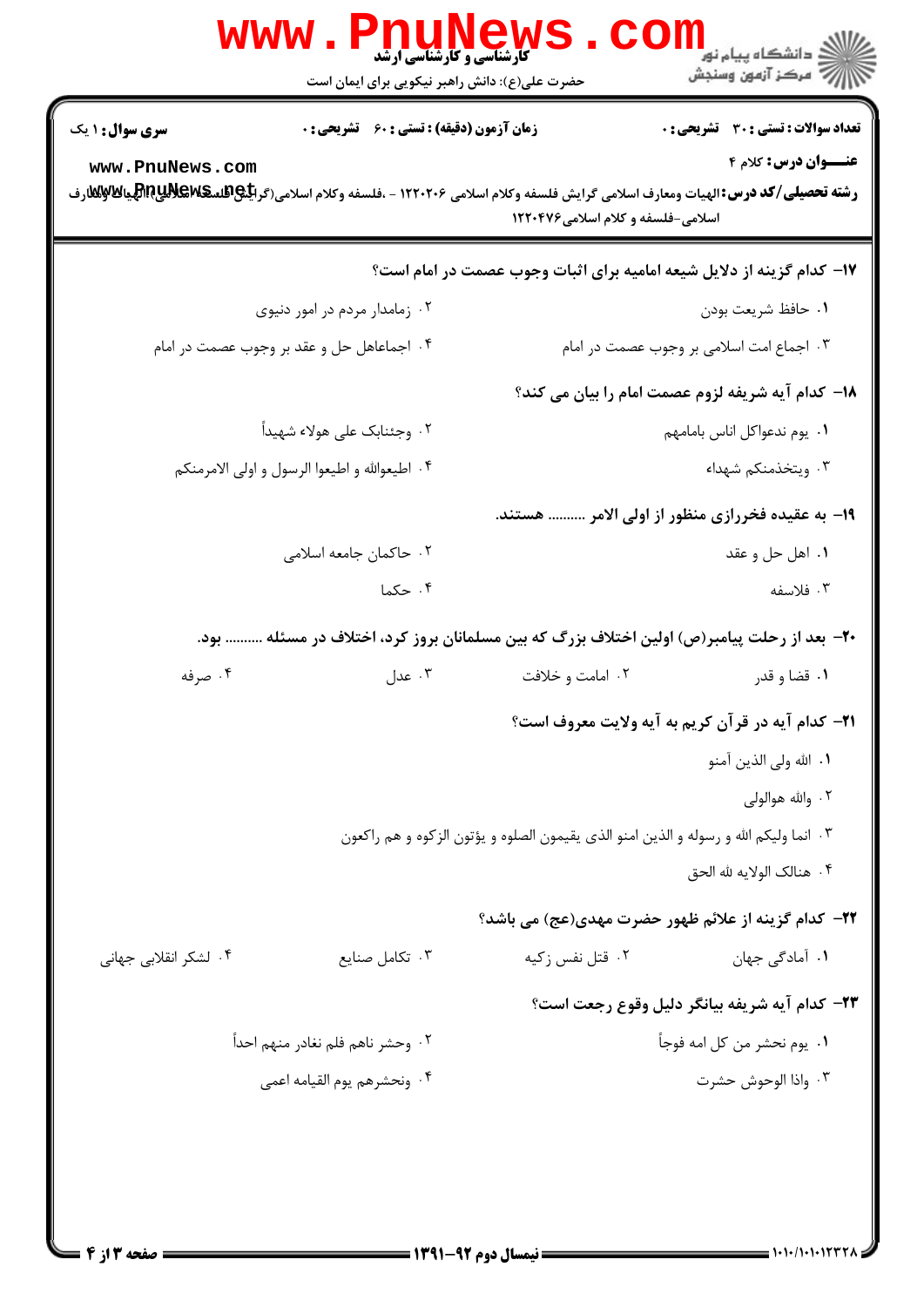**سری سوال:** ۱ یک | **زمان آزمون (دقیقه) : تستی :** ۶۰ **تشریحی :** ۰ | **تعداد سوالات : تستی :** ۳۰ **تشریحی :** ۰

**عنـــوان درس:** کلام ۴

**رشته تحصیلی/کد درس:** الهیات ومعارف اسلامی گرایش فلسفه وکلام اسلامی ۱۲۲۰۲۰۶ - ،فلسفه وکلام اسلامی(گرایش فلسفه وکلام اسلامی)،الهیات ومعارف اسلامی-فلسفه و کلام اسلامی ۱۲۲۰۴۷۶

**۱۷- کدام گزینه از دلایل شیعه امامیه برای اثبات وجوب عصمت در امام است؟**

۱. حافظ شریعت بودن

۲. زمامدار مردم در امور دنیوی

۳. اجماع امت اسلامی بر وجوب عصمت در امام

۴. اجماعاهل حل و عقد بر وجوب عصمت در امام

**۱۸- کدام آیه شریفه لزوم عصمت امام را بیان می کند؟**

۱. یوم ندعواکل اناس بامامهم

۲. وجئنابک علی هولاء شهیداً

۳. ویتخذمنکم شهداء

۴. اطیعوالله و اطیعوا الرسول و اولی الامرمنکم

**۱۹- به عقیده فخررازی منظور از اولی الامر .......... هستند.**

۱. اهل حل و عقد

۲. حاکمان جامعه اسلامی

۳. فلاسفه

۴. حکما

**۲۰- بعد از رحلت پیامبر(ص) اولین اختلاف بزرگ که بین مسلمانان بروز کرد، اختلاف در مسئله .......... بود.**

۱. قضا و قدر

۲. امامت و خلافت

۳. عدل

۴. صرفه

**۲۱- کدام آیه در قرآن کریم به آیه ولایت معروف است؟**

۱. الله ولی الذین آمنو

۲. والله هوالولی

۳. انما ولیکم الله و رسوله و الذین امنو الذی یقیمون الصلوه و یؤتون الزکوه و هم راکعون

۴. هنالک الولایه لله الحق

**۲۲- کدام گزینه از علائم ظهور حضرت مهدی(عج) می باشد؟**

۱. آمادگی جهان

۲. قتل نفس زکیه

۳. تکامل صنایع

۴. لشکر انقلابی جهانی

**۲۳- کدام آیه شریفه بیانگر دلیل وقوع رجعت است؟**

۱. یوم نحشر من کل امه فوجاً

۲. وحشر ناهم فلم نغادر منهم احداً

۳. واذا الوحوش حشرت

۴. ونحشرهم یوم القیامه اعمی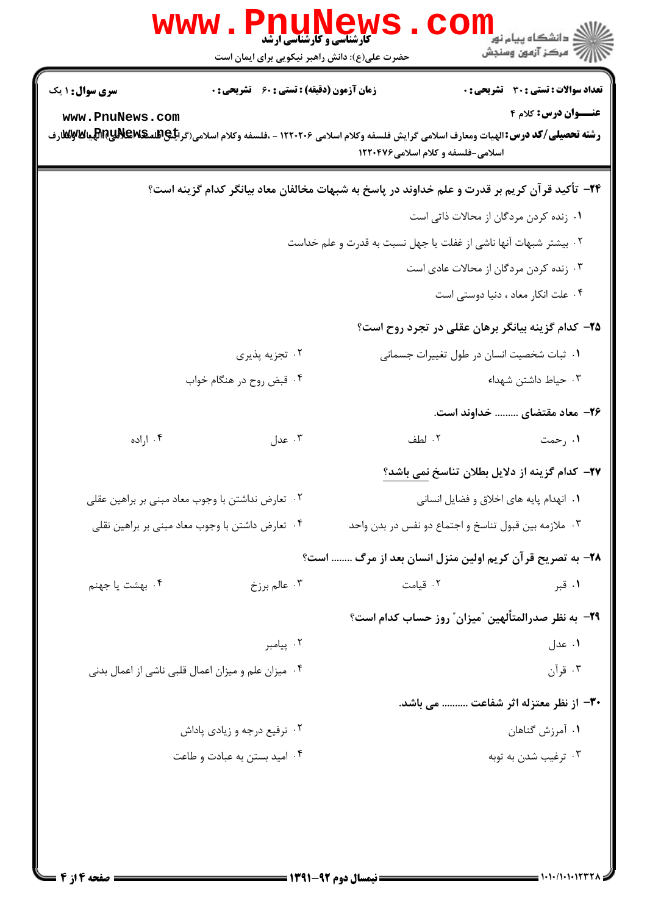۲۴- تأکید قرآن کریم بر قدرت و علم خداوند در پاسخ به شبهات مخالفان معاد بیانگر کدام گزینه است؟

۱. زنده کردن مردگان از محالات ذاتی است

۲. بیشتر شبهات آنها ناشی از غفلت یا جهل نسبت به قدرت و علم خداست

۳. زنده کردن مردگان از محالات عادی است

۴. علت انکار معاد ، دنیا دوستی است

۲۵- کدام گزینه بیانگر برهان عقلی در تجرد روح است؟

۱. ثبات شخصیت انسان در طول تغییرات جسمانی

۲. تجزیه پذیری

۳. حیاط داشتن شهداء

۴. قبض روح در هنگام خواب

۲۶- معاد مقتضای ......... خداوند است.

۱. رحمت

۲. لطف

۳. عدل

۴. اراده

۲۷- کدام گزینه از دلایل بطلان تناسخ نمی باشد؟

۱. انهدام پایه های اخلاق و فضایل انسانی

۲. تعارض نداشتن با وجوب معاد مبنی بر براهین عقلی

۳. ملازمه بین قبول تناسخ و اجتماع دو نفس در بدن واحد

۴. تعارض داشتن با وجوب معاد مبنی بر براهین نقلی

۲۸- به تصریح قرآن کریم اولین منزل انسان بعد از مرگ ........ است؟

۱. قبر

۲. قیامت

۳. عالم برزخ

۴. بهشت یا جهنم

۲۹- به نظر صدرالمتألّهین "میزان" روز حساب کدام است؟

۱. عدل

۲. پیامبر

۳. قرآن

۴. میزان علم و میزان اعمال قلبی ناشی از اعمال بدنی

۳۰- از نظر معتزله اثر شفاعت .......... می باشد.

۱. آمرزش گناهان

۲. ترفیع درجه و زیادی پاداش

۳. ترغیب شدن به توبه

۴. امید بستن به عبادت و طاعت